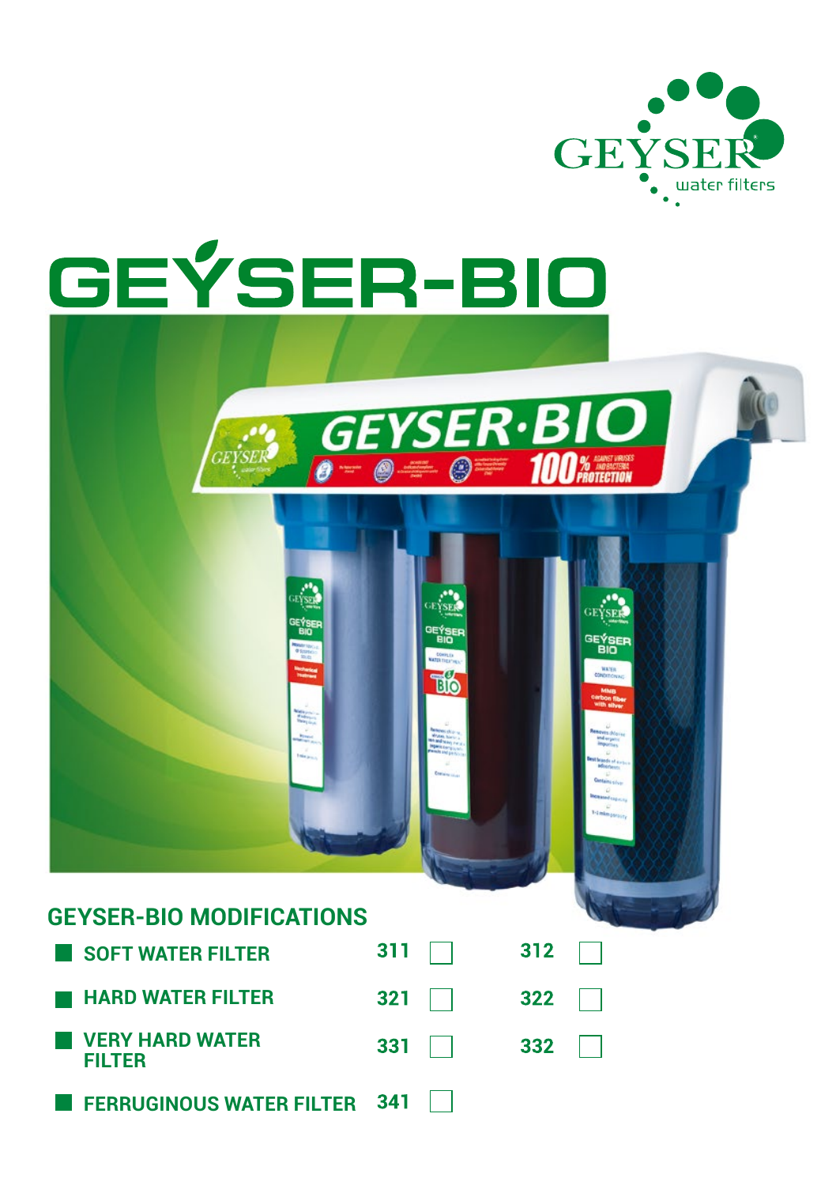# GEYSER-BIO

## GEYSER-BIO MODIFICATIONS

| | | |
|---|---|---|
| SOFT WATER FILTER | 311 ☐ | 312 ☐ |
| HARD WATER FILTER | 321 ☐ | 322 ☐ |
| VERY HARD WATER FILTER | 331 ☐ | 332 ☐ |
| FERRUGINOUS WATER FILTER | 341 ☐ | |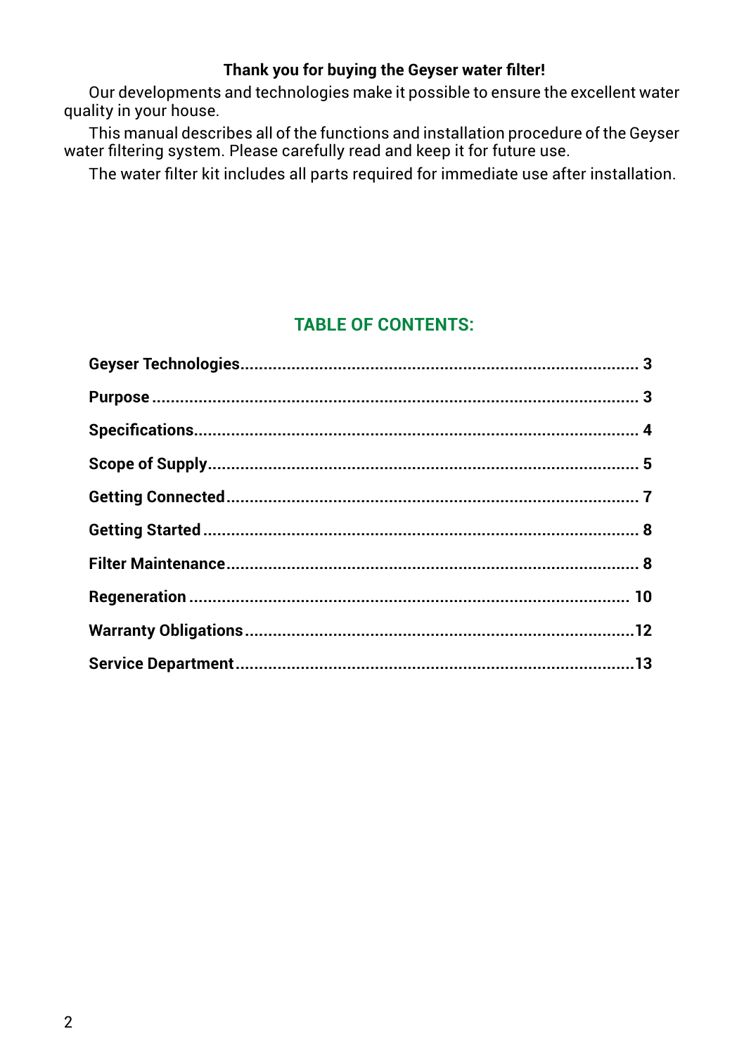**Thank you for buying the Geyser water filter!**

Our developments and technologies make it possible to ensure the excellent water quality in your house.

This manual describes all of the functions and installation procedure of the Geyser water filtering system. Please carefully read and keep it for future use.

The water filter kit includes all parts required for immediate use after installation.

## TABLE OF CONTENTS:

| | |
|---|---|
| **Geyser Technologies** | **3** |
| **Purpose** | **3** |
| **Specifications** | **4** |
| **Scope of Supply** | **5** |
| **Getting Connected** | **7** |
| **Getting Started** | **8** |
| **Filter Maintenance** | **8** |
| **Regeneration** | **10** |
| **Warranty Obligations** | **12** |
| **Service Department** | **13** |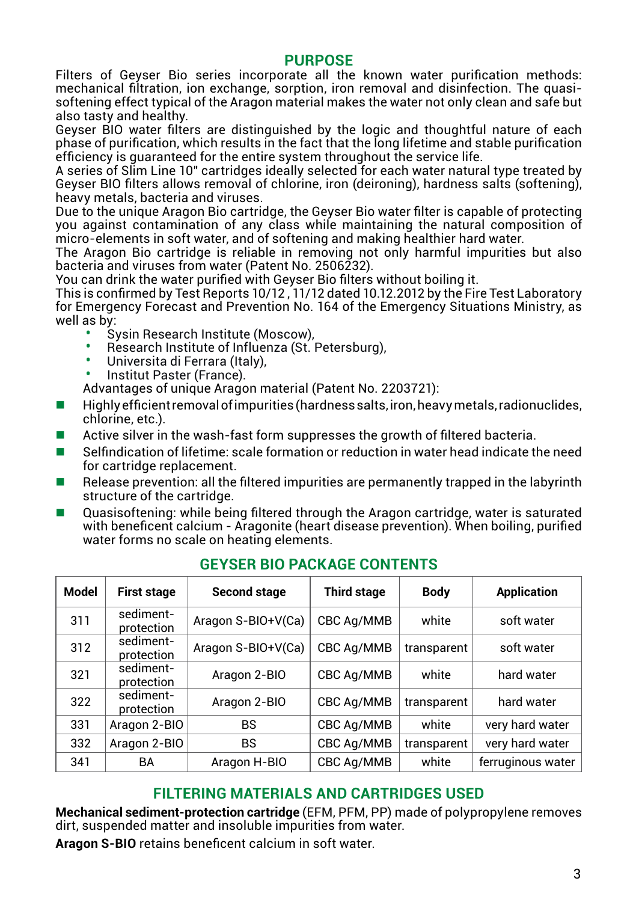## PURPOSE

Filters of Geyser Bio series incorporate all the known water purification methods: mechanical filtration, ion exchange, sorption, iron removal and disinfection. The quasi-softening effect typical of the Aragon material makes the water not only clean and safe but also tasty and healthy.

Geyser BIO water filters are distinguished by the logic and thoughtful nature of each phase of purification, which results in the fact that the long lifetime and stable purification efficiency is guaranteed for the entire system throughout the service life.

A series of Slim Line 10" cartridges ideally selected for each water natural type treated by Geyser BIO filters allows removal of chlorine, iron (deironing), hardness salts (softening), heavy metals, bacteria and viruses.

Due to the unique Aragon Bio cartridge, the Geyser Bio water filter is capable of protecting you against contamination of any class while maintaining the natural composition of micro-elements in soft water, and of softening and making healthier hard water.

The Aragon Bio cartridge is reliable in removing not only harmful impurities but also bacteria and viruses from water (Patent No. 2506232).

You can drink the water purified with Geyser Bio filters without boiling it.

This is confirmed by Test Reports 10/12 , 11/12 dated 10.12.2012 by the Fire Test Laboratory for Emergency Forecast and Prevention No. 164 of the Emergency Situations Ministry, as well as by:

- Sysin Research Institute (Moscow),
- Research Institute of Influenza (St. Petersburg),
- Universita di Ferrara (Italy),
- Institut Paster (France).

Advantages of unique Aragon material (Patent No. 2203721):

- Highly efficient removal of impurities (hardness salts, iron, heavy metals, radionuclides, chlorine, etc.).
- Active silver in the wash-fast form suppresses the growth of filtered bacteria.
- Selfindication of lifetime: scale formation or reduction in water head indicate the need for cartridge replacement.
- Release prevention: all the filtered impurities are permanently trapped in the labyrinth structure of the cartridge.
- Quasisoftening: while being filtered through the Aragon cartridge, water is saturated with beneficent calcium - Aragonite (heart disease prevention). When boiling, purified water forms no scale on heating elements.

## GEYSER BIO PACKAGE CONTENTS

| Model | First stage | Second stage | Third stage | Body | Application |
|---|---|---|---|---|---|
| 311 | sediment-protection | Aragon S-BIO+V(Ca) | CBC Ag/MMB | white | soft water |
| 312 | sediment-protection | Aragon S-BIO+V(Ca) | CBC Ag/MMB | transparent | soft water |
| 321 | sediment-protection | Aragon 2-BIO | CBC Ag/MMB | white | hard water |
| 322 | sediment-protection | Aragon 2-BIO | CBC Ag/MMB | transparent | hard water |
| 331 | Aragon 2-BIO | BS | CBC Ag/MMB | white | very hard water |
| 332 | Aragon 2-BIO | BS | CBC Ag/MMB | transparent | very hard water |
| 341 | BA | Aragon H-BIO | CBC Ag/MMB | white | ferruginous water |

## FILTERING MATERIALS AND CARTRIDGES USED

**Mechanical sediment-protection cartridge** (EFM, PFM, PP) made of polypropylene removes dirt, suspended matter and insoluble impurities from water.

**Aragon S-BIO** retains beneficent calcium in soft water.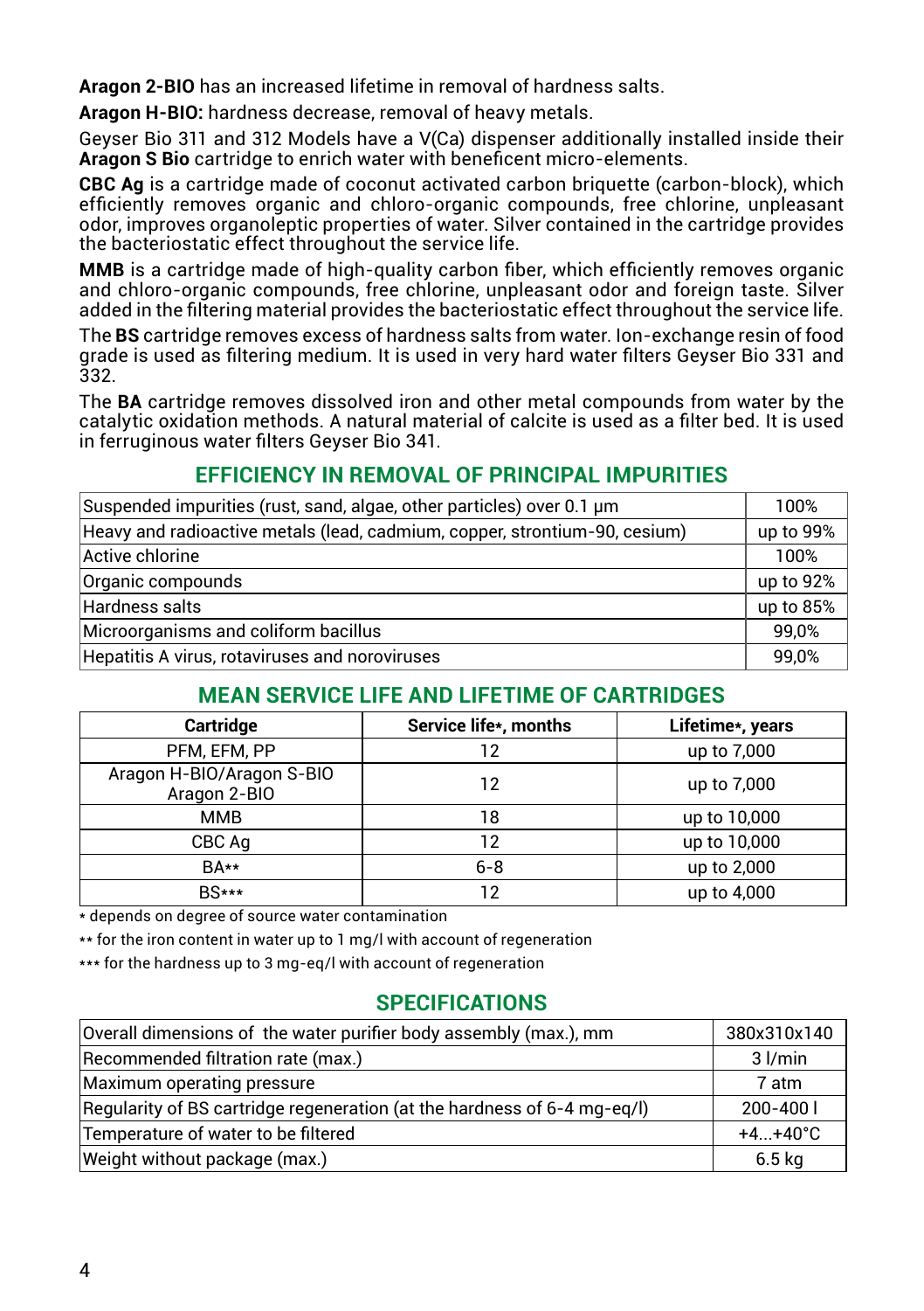**Aragon 2-BIO** has an increased lifetime in removal of hardness salts.

**Aragon H-BIO:** hardness decrease, removal of heavy metals.

Geyser Bio 311 and 312 Models have a V(Ca) dispenser additionally installed inside their **Aragon S Bio** cartridge to enrich water with beneficent micro-elements.

**CBC Ag** is a cartridge made of coconut activated carbon briquette (carbon-block), which efficiently removes organic and chloro-organic compounds, free chlorine, unpleasant odor, improves organoleptic properties of water. Silver contained in the cartridge provides the bacteriostatic effect throughout the service life.

**MMB** is a cartridge made of high-quality carbon fiber, which efficiently removes organic and chloro-organic compounds, free chlorine, unpleasant odor and foreign taste. Silver added in the filtering material provides the bacteriostatic effect throughout the service life.

The **BS** cartridge removes excess of hardness salts from water. Ion-exchange resin of food grade is used as filtering medium. It is used in very hard water filters Geyser Bio 331 and 332.

The **BA** cartridge removes dissolved iron and other metal compounds from water by the catalytic oxidation methods. A natural material of calcite is used as a filter bed. It is used in ferruginous water filters Geyser Bio 341.

## EFFICIENCY IN REMOVAL OF PRINCIPAL IMPURITIES

| Impurity | Efficiency |
|---|---|
| Suspended impurities (rust, sand, algae, other particles) over 0.1 μm | 100% |
| Heavy and radioactive metals (lead, cadmium, copper, strontium-90, cesium) | up to 99% |
| Active chlorine | 100% |
| Organic compounds | up to 92% |
| Hardness salts | up to 85% |
| Microorganisms and coliform bacillus | 99,0% |
| Hepatitis A virus, rotaviruses and noroviruses | 99,0% |

## MEAN SERVICE LIFE AND LIFETIME OF CARTRIDGES

| Cartridge | Service life*, months | Lifetime*, years |
|---|---|---|
| PFM, EFM, PP | 12 | up to 7,000 |
| Aragon H-BIO/Aragon S-BIO Aragon 2-BIO | 12 | up to 7,000 |
| MMB | 18 | up to 10,000 |
| CBC Ag | 12 | up to 10,000 |
| BA** | 6-8 | up to 2,000 |
| BS*** | 12 | up to 4,000 |

* depends on degree of source water contamination

** for the iron content in water up to 1 mg/l with account of regeneration

*** for the hardness up to 3 mg-eq/l with account of regeneration

## SPECIFICATIONS

| Parameter | Value |
|---|---|
| Overall dimensions of the water purifier body assembly (max.), mm | 380x310x140 |
| Recommended filtration rate (max.) | 3 l/min |
| Maximum operating pressure | 7 atm |
| Regularity of BS cartridge regeneration (at the hardness of 6-4 mg-eq/l) | 200-400 l |
| Temperature of water to be filtered | +4...+40°C |
| Weight without package (max.) | 6.5 kg |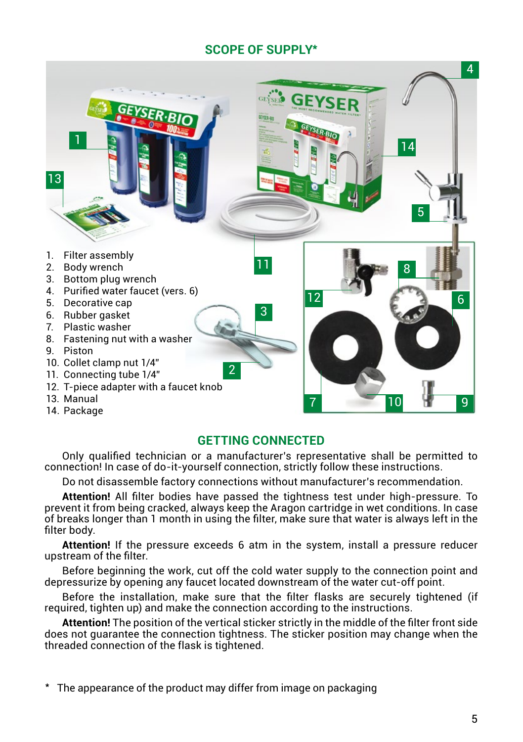## SCOPE OF SUPPLY*

1. Filter assembly
2. Body wrench
3. Bottom plug wrench
4. Purified water faucet (vers. 6)
5. Decorative cap
6. Rubber gasket
7. Plastic washer
8. Fastening nut with a washer
9. Piston
10. Collet clamp nut 1/4"
11. Connecting tube 1/4"
12. T-piece adapter with a faucet knob
13. Manual
14. Package

## GETTING CONNECTED

Only qualified technician or a manufacturer's representative shall be permitted to connection! In case of do-it-yourself connection, strictly follow these instructions.

Do not disassemble factory connections without manufacturer's recommendation.

**Attention!** All filter bodies have passed the tightness test under high-pressure. To prevent it from being cracked, always keep the Aragon cartridge in wet conditions. In case of breaks longer than 1 month in using the filter, make sure that water is always left in the filter body.

**Attention!** If the pressure exceeds 6 atm in the system, install a pressure reducer upstream of the filter.

Before beginning the work, cut off the cold water supply to the connection point and depressurize by opening any faucet located downstream of the water cut-off point.

Before the installation, make sure that the filter flasks are securely tightened (if required, tighten up) and make the connection according to the instructions.

**Attention!** The position of the vertical sticker strictly in the middle of the filter front side does not guarantee the connection tightness. The sticker position may change when the threaded connection of the flask is tightened.

\* The appearance of the product may differ from image on packaging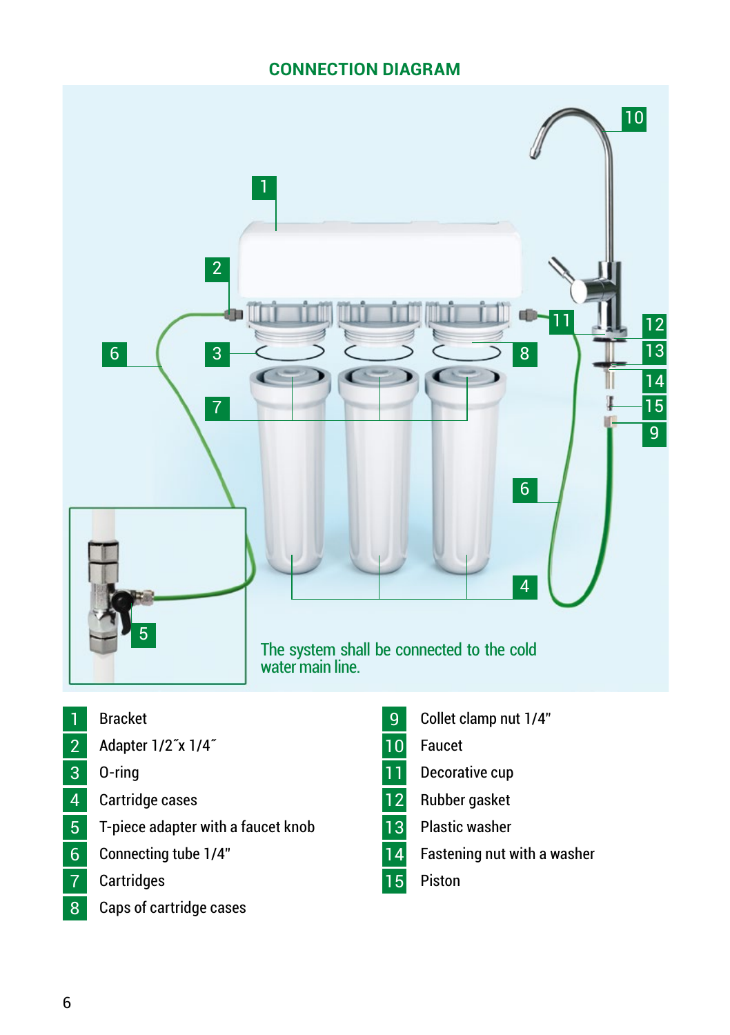## CONNECTION DIAGRAM

The system shall be connected to the cold water main line.

1. Bracket
2. Adapter 1/2˝x 1/4˝
3. O-ring
4. Cartridge cases
5. T-piece adapter with a faucet knob
6. Connecting tube 1/4"
7. Cartridges
8. Caps of cartridge cases
9. Collet clamp nut 1/4"
10. Faucet
11. Decorative cup
12. Rubber gasket
13. Plastic washer
14. Fastening nut with a washer
15. Piston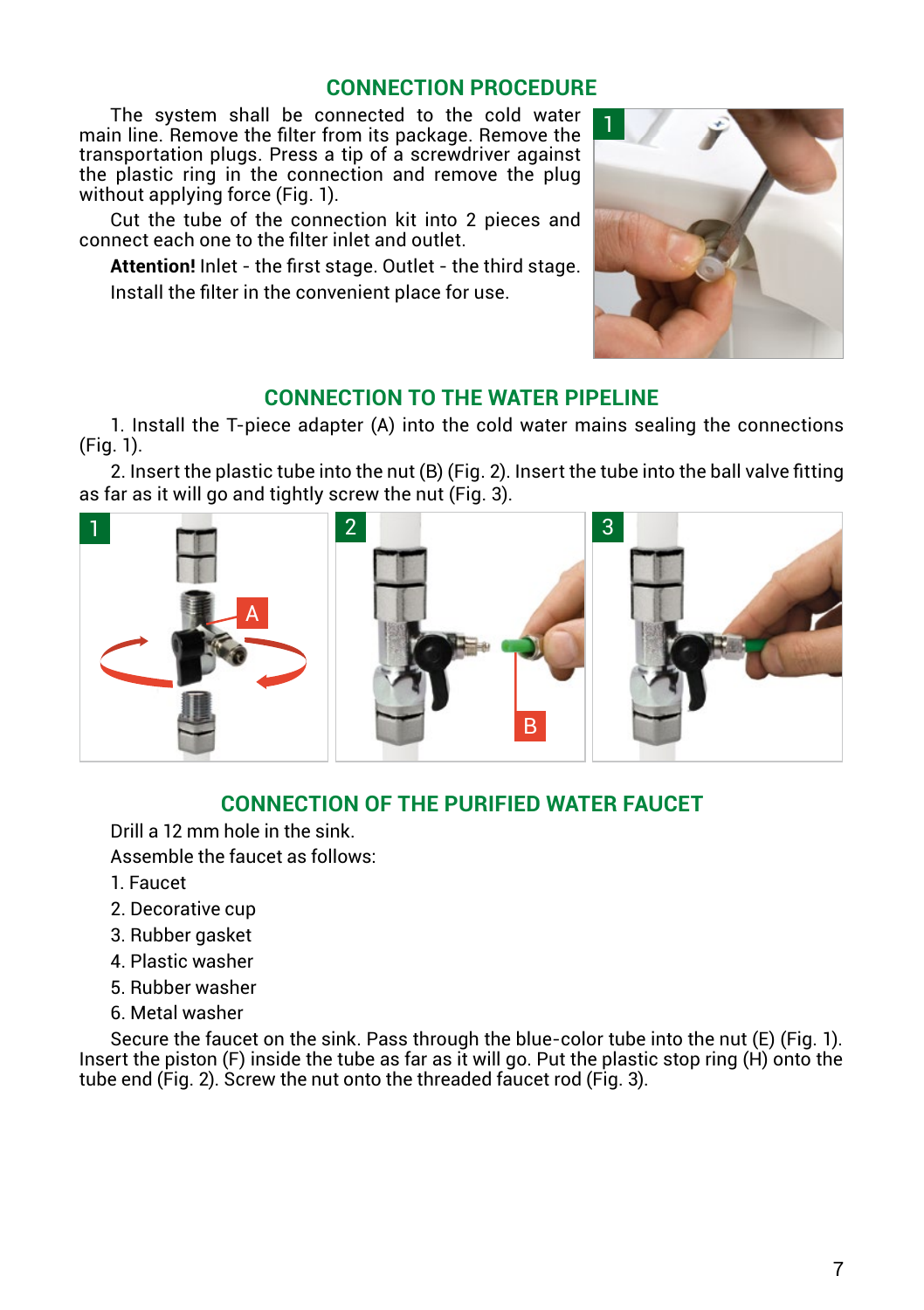## CONNECTION PROCEDURE

The system shall be connected to the cold water main line. Remove the filter from its package. Remove the transportation plugs. Press a tip of a screwdriver against the plastic ring in the connection and remove the plug without applying force (Fig. 1).

Cut the tube of the connection kit into 2 pieces and connect each one to the filter inlet and outlet.

**Attention!** Inlet - the first stage. Outlet - the third stage.

Install the filter in the convenient place for use.

## CONNECTION TO THE WATER PIPELINE

1. Install the T-piece adapter (A) into the cold water mains sealing the connections (Fig. 1).

2. Insert the plastic tube into the nut (B) (Fig. 2). Insert the tube into the ball valve fitting as far as it will go and tightly screw the nut (Fig. 3).

## CONNECTION OF THE PURIFIED WATER FAUCET

Drill a 12 mm hole in the sink.

Assemble the faucet as follows:

1. Faucet
2. Decorative cup
3. Rubber gasket
4. Plastic washer
5. Rubber washer
6. Metal washer

Secure the faucet on the sink. Pass through the blue-color tube into the nut (E) (Fig. 1). Insert the piston (F) inside the tube as far as it will go. Put the plastic stop ring (H) onto the tube end (Fig. 2). Screw the nut onto the threaded faucet rod (Fig. 3).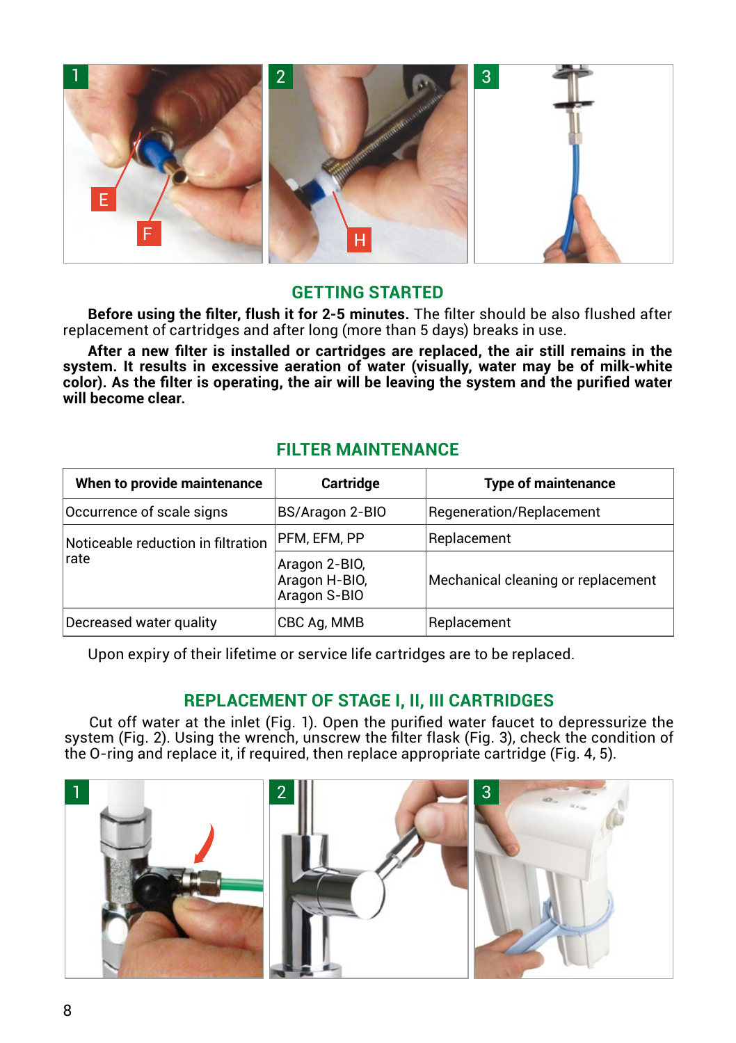## GETTING STARTED

**Before using the filter, flush it for 2-5 minutes.** The filter should be also flushed after replacement of cartridges and after long (more than 5 days) breaks in use.

**After a new filter is installed or cartridges are replaced, the air still remains in the system. It results in excessive aeration of water (visually, water may be of milk-white color). As the filter is operating, the air will be leaving the system and the purified water will become clear.**

## FILTER MAINTENANCE

| When to provide maintenance | Cartridge | Type of maintenance |
|---|---|---|
| Occurrence of scale signs | BS/Aragon 2-BIO | Regeneration/Replacement |
| Noticeable reduction in filtration rate | PFM, EFM, PP | Replacement |
| | Aragon 2-BIO, Aragon H-BIO, Aragon S-BIO | Mechanical cleaning or replacement |
| Decreased water quality | CBC Ag, MMB | Replacement |

Upon expiry of their lifetime or service life cartridges are to be replaced.

## REPLACEMENT OF STAGE I, II, III CARTRIDGES

Cut off water at the inlet (Fig. 1). Open the purified water faucet to depressurize the system (Fig. 2). Using the wrench, unscrew the filter flask (Fig. 3), check the condition of the O-ring and replace it, if required, then replace appropriate cartridge (Fig. 4, 5).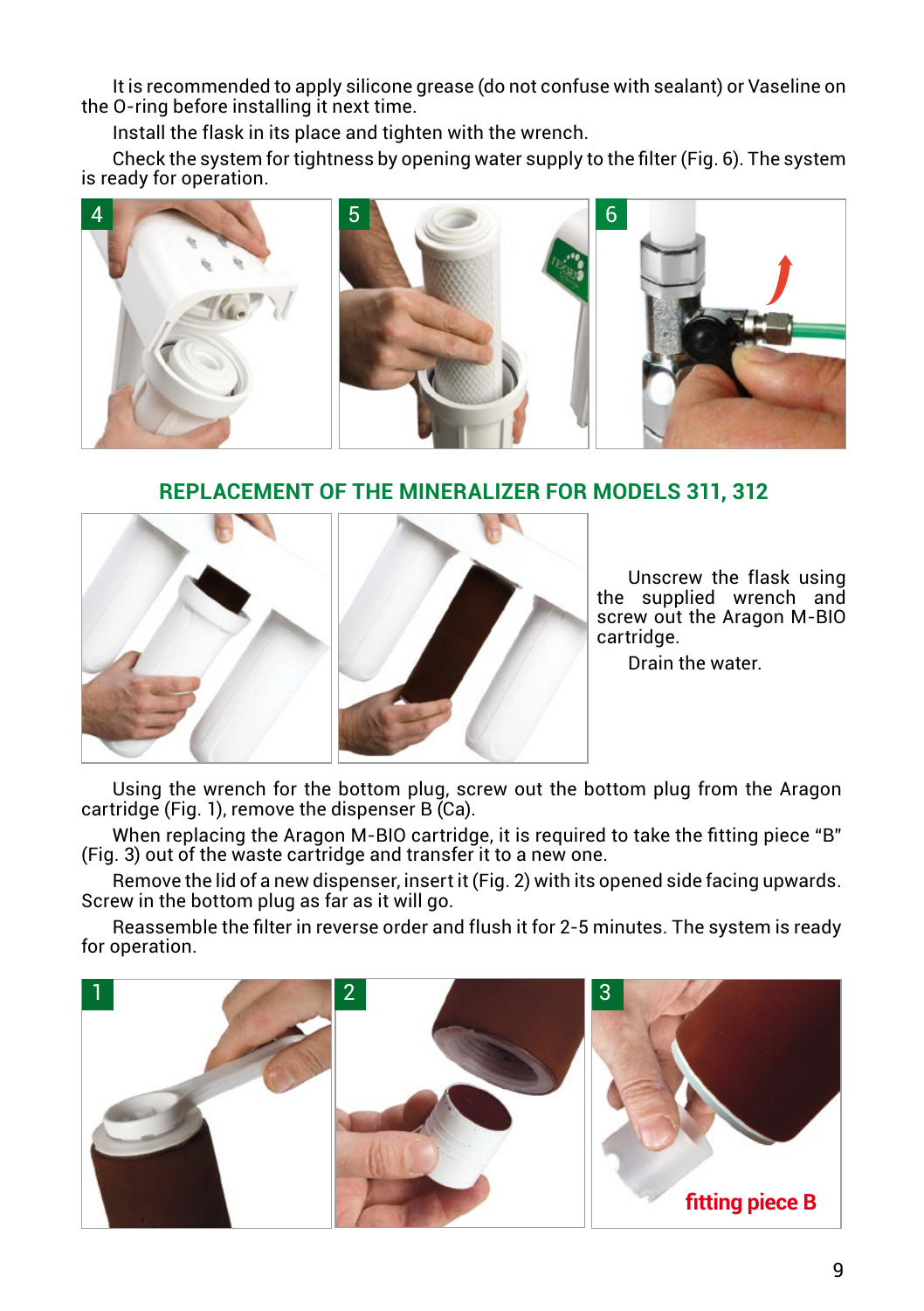It is recommended to apply silicone grease (do not confuse with sealant) or Vaseline on the O-ring before installing it next time.

Install the flask in its place and tighten with the wrench.

Check the system for tightness by opening water supply to the filter (Fig. 6). The system is ready for operation.

4 5 6

## REPLACEMENT OF THE MINERALIZER FOR MODELS 311, 312

Unscrew the flask using the supplied wrench and screw out the Aragon M-BIO cartridge.

Drain the water.

Using the wrench for the bottom plug, screw out the bottom plug from the Aragon cartridge (Fig. 1), remove the dispenser B (Ca).

When replacing the Aragon M-BIO cartridge, it is required to take the fitting piece "B" (Fig. 3) out of the waste cartridge and transfer it to a new one.

Remove the lid of a new dispenser, insert it (Fig. 2) with its opened side facing upwards. Screw in the bottom plug as far as it will go.

Reassemble the filter in reverse order and flush it for 2-5 minutes. The system is ready for operation.

1 2 3

fitting piece B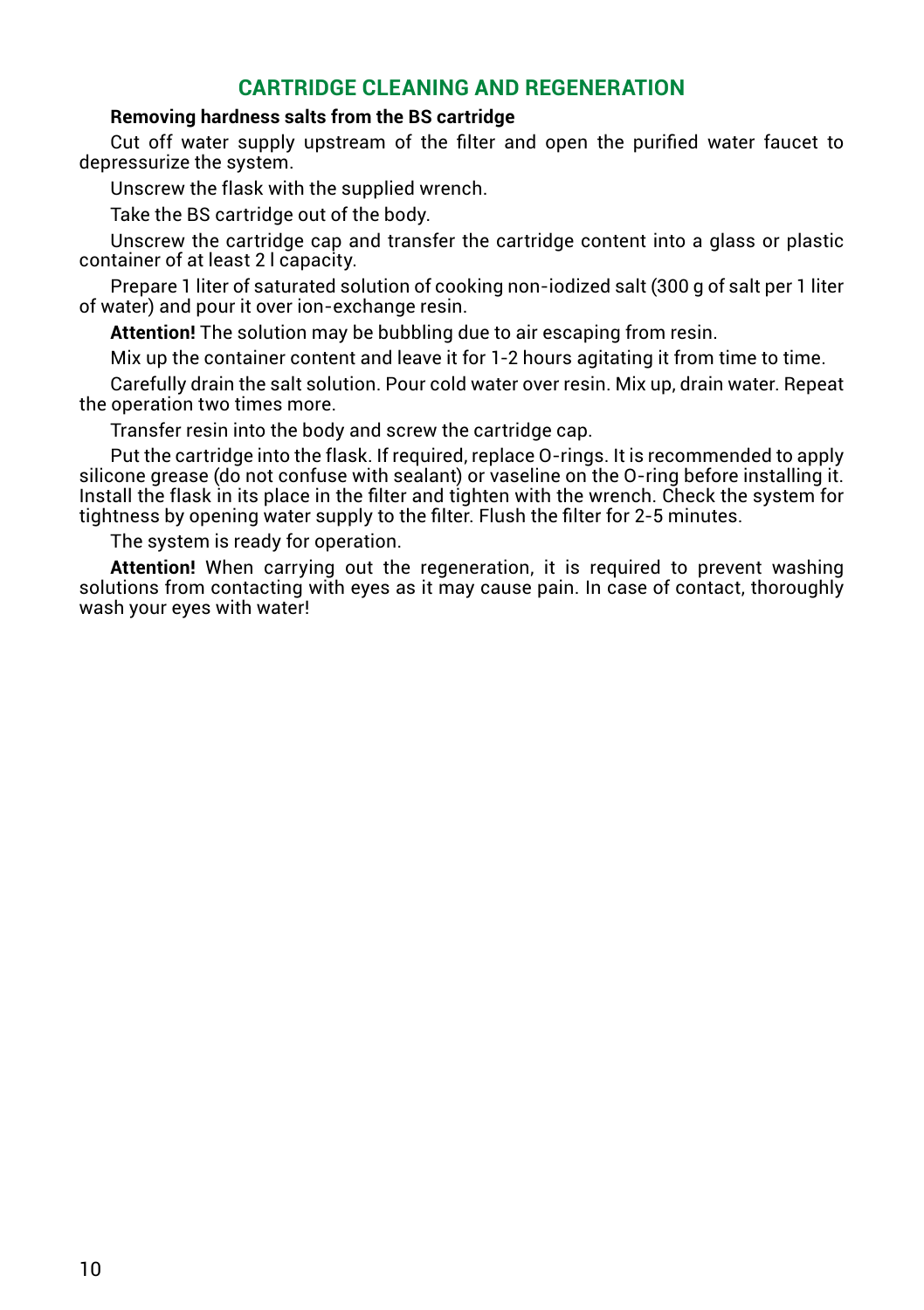## CARTRIDGE CLEANING AND REGENERATION

**Removing hardness salts from the BS cartridge**

Cut off water supply upstream of the filter and open the purified water faucet to depressurize the system.

Unscrew the flask with the supplied wrench.

Take the BS cartridge out of the body.

Unscrew the cartridge cap and transfer the cartridge content into a glass or plastic container of at least 2 l capacity.

Prepare 1 liter of saturated solution of cooking non-iodized salt (300 g of salt per 1 liter of water) and pour it over ion-exchange resin.

**Attention!** The solution may be bubbling due to air escaping from resin.

Mix up the container content and leave it for 1-2 hours agitating it from time to time.

Carefully drain the salt solution. Pour cold water over resin. Mix up, drain water. Repeat the operation two times more.

Transfer resin into the body and screw the cartridge cap.

Put the cartridge into the flask. If required, replace O-rings. It is recommended to apply silicone grease (do not confuse with sealant) or vaseline on the O-ring before installing it. Install the flask in its place in the filter and tighten with the wrench. Check the system for tightness by opening water supply to the filter. Flush the filter for 2-5 minutes.

The system is ready for operation.

**Attention!** When carrying out the regeneration, it is required to prevent washing solutions from contacting with eyes as it may cause pain. In case of contact, thoroughly wash your eyes with water!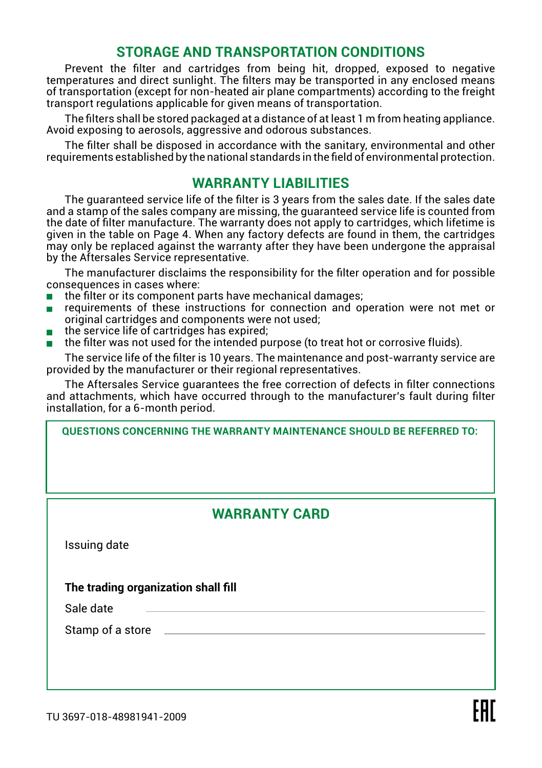## STORAGE AND TRANSPORTATION CONDITIONS

Prevent the filter and cartridges from being hit, dropped, exposed to negative temperatures and direct sunlight. The filters may be transported in any enclosed means of transportation (except for non-heated air plane compartments) according to the freight transport regulations applicable for given means of transportation.

The filters shall be stored packaged at a distance of at least 1 m from heating appliance. Avoid exposing to aerosols, aggressive and odorous substances.

The filter shall be disposed in accordance with the sanitary, environmental and other requirements established by the national standards in the field of environmental protection.

## WARRANTY LIABILITIES

The guaranteed service life of the filter is 3 years from the sales date. If the sales date and a stamp of the sales company are missing, the guaranteed service life is counted from the date of filter manufacture. The warranty does not apply to cartridges, which lifetime is given in the table on Page 4. When any factory defects are found in them, the cartridges may only be replaced against the warranty after they have been undergone the appraisal by the Aftersales Service representative.

The manufacturer disclaims the responsibility for the filter operation and for possible consequences in cases where:

- the filter or its component parts have mechanical damages;
- requirements of these instructions for connection and operation were not met or original cartridges and components were not used;
- the service life of cartridges has expired;
- the filter was not used for the intended purpose (to treat hot or corrosive fluids).

The service life of the filter is 10 years. The maintenance and post-warranty service are provided by the manufacturer or their regional representatives.

The Aftersales Service guarantees the free correction of defects in filter connections and attachments, which have occurred through to the manufacturer's fault during filter installation, for a 6-month period.

**QUESTIONS CONCERNING THE WARRANTY MAINTENANCE SHOULD BE REFERRED TO:**

## WARRANTY CARD

Issuing date

**The trading organization shall fill**

Sale date \_\_\_\_\_\_\_\_\_\_\_\_\_\_\_\_\_\_\_\_\_\_\_\_\_\_\_\_\_\_

Stamp of a store \_\_\_\_\_\_\_\_\_\_\_\_\_\_\_\_\_\_\_\_\_\_\_\_\_\_\_\_\_\_

TU 3697-018-48981941-2009

EAC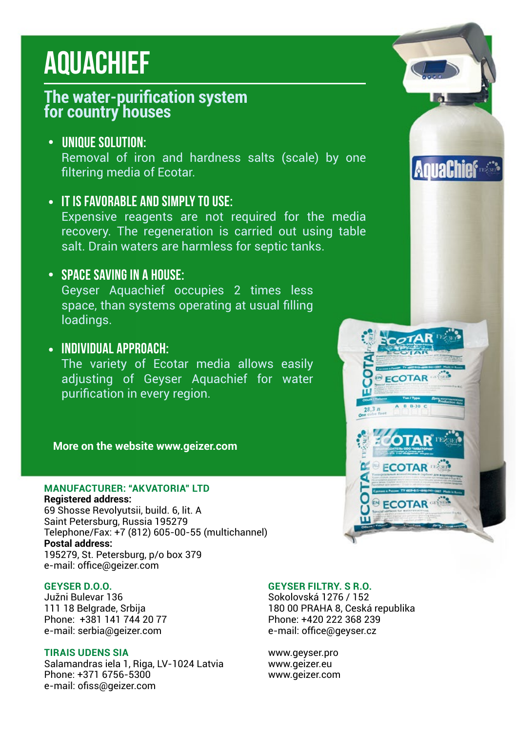# AQUACHIEF

## The water-purification system for country houses

- **UNIQUE SOLUTION:**
  Removal of iron and hardness salts (scale) by one filtering media of Ecotar.
- **IT IS FAVORABLE AND SIMPLY TO USE:**
  Expensive reagents are not required for the media recovery. The regeneration is carried out using table salt. Drain waters are harmless for septic tanks.
- **SPACE SAVING IN A HOUSE:**
  Geyser Aquachief occupies 2 times less space, than systems operating at usual filling loadings.
- **INDIVIDUAL APPROACH:**
  The variety of Ecotar media allows easily adjusting of Geyser Aquachief for water purification in every region.

**More on the website www.geizer.com**

**MANUFACTURER: "AKVATORIA" LTD**
**Registered address:**
69 Shosse Revolyutsii, build. 6, lit. A
Saint Petersburg, Russia 195279
Telephone/Fax: +7 (812) 605-00-55 (multichannel)
**Postal address:**
195279, St. Petersburg, p/o box 379
e-mail: office@geizer.com

**GEYSER D.O.O.**
Južni Bulevar 136
111 18 Belgrade, Srbija
Phone: +381 141 744 20 77
e-mail: serbia@geizer.com

**TIRAIS UDENS SIA**
Salamandras iela 1, Riga, LV-1024 Latvia
Phone: +371 6756-5300
e-mail: ofiss@geizer.com

**GEYSER FILTRY. S R.O.**
Sokolovská 1276 / 152
180 00 PRAHA 8, Ceská republika
Phone: +420 222 368 239
e-mail: office@geyser.cz

www.geyser.pro
www.geizer.eu
www.geizer.com